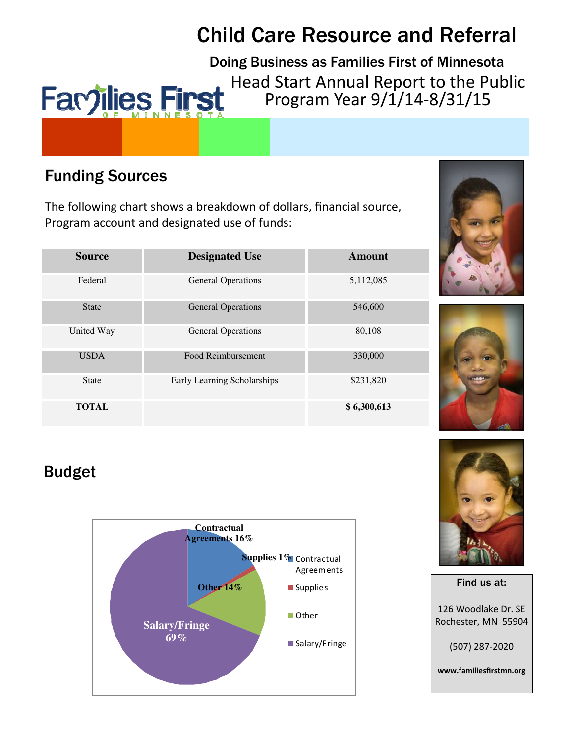# Child Care Resource and Referral

**Doing Business as Families First of Minnesota**

Head Start Annual Report to the Public
Program Year 9/1/14-8/31/15

Families First OF MINNESOTA

## Funding Sources

The following chart shows a breakdown of dollars, financial source, Program account and designated use of funds:

| Source | Designated Use | Amount |
|---|---|---|
| Federal | General Operations | 5,112,085 |
| State | General Operations | 546,600 |
| United Way | General Operations | 80,108 |
| USDA | Food Reimbursement | 330,000 |
| State | Early Learning Scholarships | $231,820 |
| **TOTAL** | | **$ 6,300,613** |

## Budget

Contractual Agreements 16%
Supplies 1%
Other 14%
Salary/Fringe 69%

Contractual Agreements
Supplies
Other
Salary/Fringe

**Find us at:**

126 Woodlake Dr. SE
Rochester, MN 55904

(507) 287-2020

**www.familiesfirstmn.org**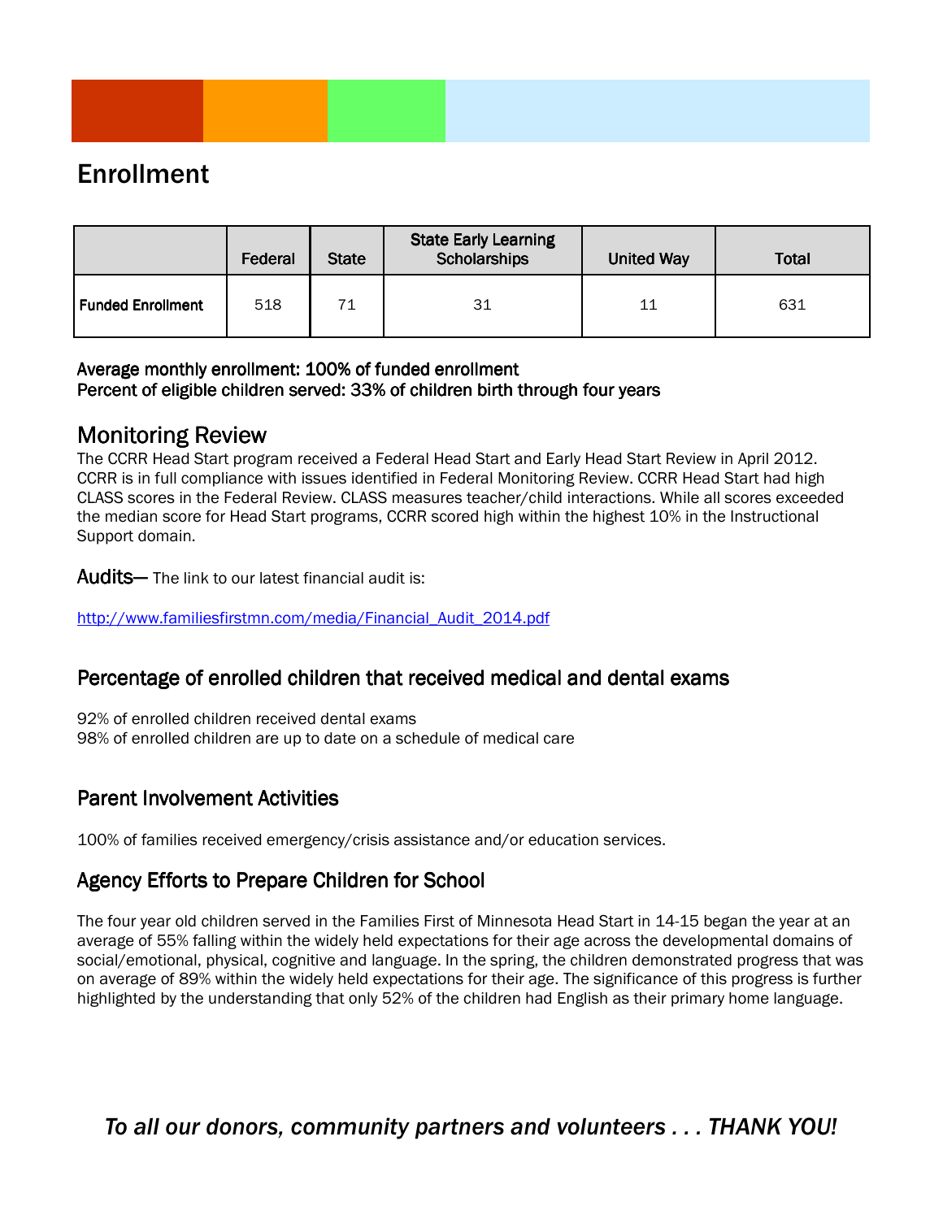## Enrollment

| | Federal | State | State Early Learning Scholarships | United Way | Total |
|---|---|---|---|---|---|
| **Funded Enrollment** | 518 | 71 | 31 | 11 | 631 |

**Average monthly enrollment: 100% of funded enrollment**
**Percent of eligible children served: 33% of children birth through four years**

## Monitoring Review

The CCRR Head Start program received a Federal Head Start and Early Head Start Review in April 2012. CCRR is in full compliance with issues identified in Federal Monitoring Review. CCRR Head Start had high CLASS scores in the Federal Review. CLASS measures teacher/child interactions. While all scores exceeded the median score for Head Start programs, CCRR scored high within the highest 10% in the Instructional Support domain.

**Audits—** The link to our latest financial audit is:

http://www.familiesfirstmn.com/media/Financial_Audit_2014.pdf

### Percentage of enrolled children that received medical and dental exams

92% of enrolled children received dental exams
98% of enrolled children are up to date on a schedule of medical care

### Parent Involvement Activities

100% of families received emergency/crisis assistance and/or education services.

### Agency Efforts to Prepare Children for School

The four year old children served in the Families First of Minnesota Head Start in 14-15 began the year at an average of 55% falling within the widely held expectations for their age across the developmental domains of social/emotional, physical, cognitive and language. In the spring, the children demonstrated progress that was on average of 89% within the widely held expectations for their age. The significance of this progress is further highlighted by the understanding that only 52% of the children had English as their primary home language.

*To all our donors, community partners and volunteers . . . THANK YOU!*